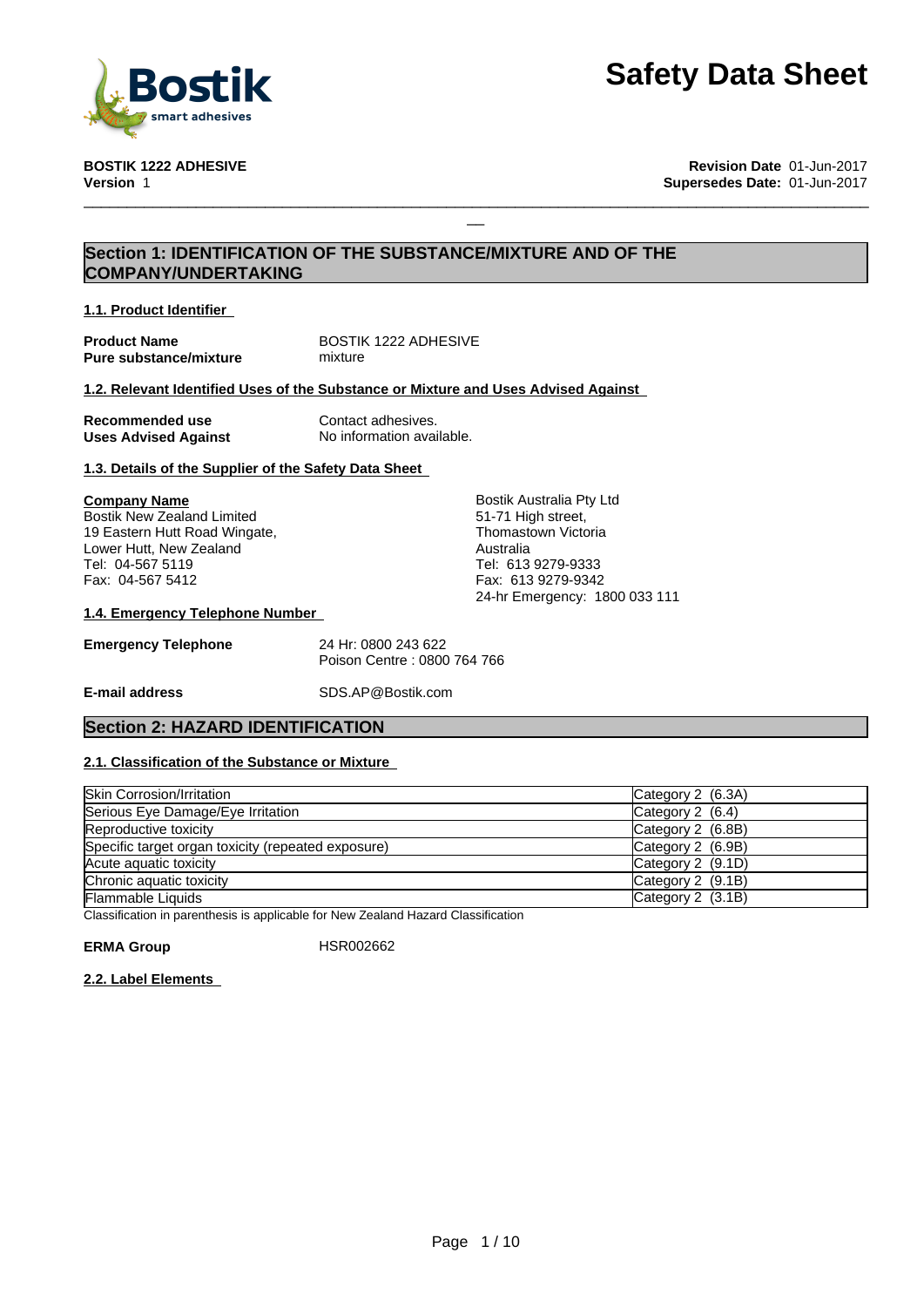# Safety Data Sheet

**BOSTIK 1222 ADHESIVE**
**Version** 1

**Revision Date** 01-Jun-2017
**Supersedes Date:** 01-Jun-2017

## Section 1: IDENTIFICATION OF THE SUBSTANCE/MIXTURE AND OF THE COMPANY/UNDERTAKING

### 1.1. Product Identifier

**Product Name** BOSTIK 1222 ADHESIVE
**Pure substance/mixture** mixture

### 1.2. Relevant Identified Uses of the Substance or Mixture and Uses Advised Against

**Recommended use** Contact adhesives.
**Uses Advised Against** No information available.

### 1.3. Details of the Supplier of the Safety Data Sheet

**Company Name**
Bostik New Zealand Limited
19 Eastern Hutt Road Wingate,
Lower Hutt, New Zealand
Tel: 04-567 5119
Fax: 04-567 5412

Bostik Australia Pty Ltd
51-71 High street,
Thomastown Victoria
Australia
Tel: 613 9279-9333
Fax: 613 9279-9342
24-hr Emergency: 1800 033 111

### 1.4. Emergency Telephone Number

**Emergency Telephone** 24 Hr: 0800 243 622
Poison Centre : 0800 764 766

**E-mail address** SDS.AP@Bostik.com

## Section 2: HAZARD IDENTIFICATION

### 2.1. Classification of the Substance or Mixture

| | |
|---|---|
| Skin Corrosion/Irritation | Category 2 (6.3A) |
| Serious Eye Damage/Eye Irritation | Category 2 (6.4) |
| Reproductive toxicity | Category 2 (6.8B) |
| Specific target organ toxicity (repeated exposure) | Category 2 (6.9B) |
| Acute aquatic toxicity | Category 2 (9.1D) |
| Chronic aquatic toxicity | Category 2 (9.1B) |
| Flammable Liquids | Category 2 (3.1B) |

Classification in parenthesis is applicable for New Zealand Hazard Classification

**ERMA Group** HSR002662

### 2.2. Label Elements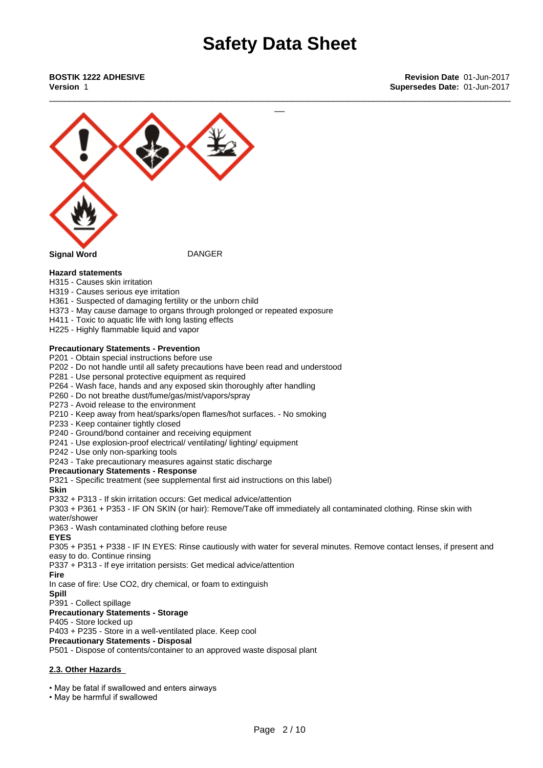**BOSTIK 1222 ADHESIVE**
**Version** 1

**Revision Date** 01-Jun-2017
**Supersedes Date:** 01-Jun-2017

**Signal Word** DANGER

**Hazard statements**
H315 - Causes skin irritation
H319 - Causes serious eye irritation
H361 - Suspected of damaging fertility or the unborn child
H373 - May cause damage to organs through prolonged or repeated exposure
H411 - Toxic to aquatic life with long lasting effects
H225 - Highly flammable liquid and vapor

**Precautionary Statements - Prevention**
P201 - Obtain special instructions before use
P202 - Do not handle until all safety precautions have been read and understood
P281 - Use personal protective equipment as required
P264 - Wash face, hands and any exposed skin thoroughly after handling
P260 - Do not breathe dust/fume/gas/mist/vapors/spray
P273 - Avoid release to the environment
P210 - Keep away from heat/sparks/open flames/hot surfaces. - No smoking
P233 - Keep container tightly closed
P240 - Ground/bond container and receiving equipment
P241 - Use explosion-proof electrical/ ventilating/ lighting/ equipment
P242 - Use only non-sparking tools
P243 - Take precautionary measures against static discharge
**Precautionary Statements - Response**
P321 - Specific treatment (see supplemental first aid instructions on this label)
**Skin**
P332 + P313 - If skin irritation occurs: Get medical advice/attention
P303 + P361 + P353 - IF ON SKIN (or hair): Remove/Take off immediately all contaminated clothing. Rinse skin with water/shower
P363 - Wash contaminated clothing before reuse
**EYES**
P305 + P351 + P338 - IF IN EYES: Rinse cautiously with water for several minutes. Remove contact lenses, if present and easy to do. Continue rinsing
P337 + P313 - If eye irritation persists: Get medical advice/attention
**Fire**
In case of fire: Use CO2, dry chemical, or foam to extinguish
**Spill**
P391 - Collect spillage
**Precautionary Statements - Storage**
P405 - Store locked up
P403 + P235 - Store in a well-ventilated place. Keep cool
**Precautionary Statements - Disposal**
P501 - Dispose of contents/container to an approved waste disposal plant

## 2.3. Other Hazards

- May be fatal if swallowed and enters airways
- May be harmful if swallowed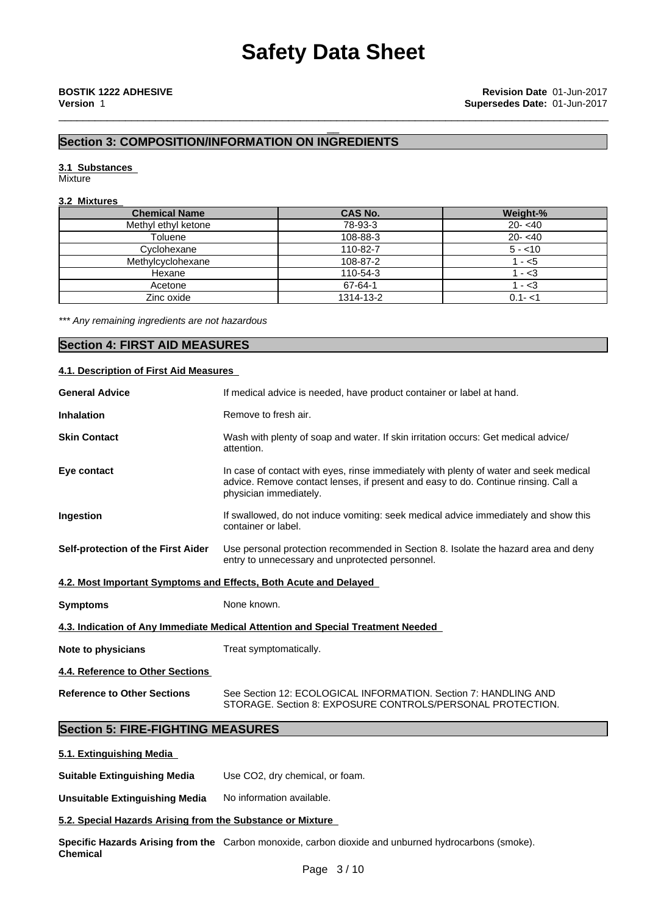# Safety Data Sheet

**BOSTIK 1222 ADHESIVE**
**Version** 1

**Revision Date** 01-Jun-2017
**Supersedes Date:** 01-Jun-2017

## Section 3: COMPOSITION/INFORMATION ON INGREDIENTS

### 3.1 Substances

Mixture

### 3.2 Mixtures

| Chemical Name | CAS No. | Weight-% |
|---|---|---|
| Methyl ethyl ketone | 78-93-3 | 20- <40 |
| Toluene | 108-88-3 | 20- <40 |
| Cyclohexane | 110-82-7 | 5 - <10 |
| Methylcyclohexane | 108-87-2 | 1 - <5 |
| Hexane | 110-54-3 | 1 - <3 |
| Acetone | 67-64-1 | 1 - <3 |
| Zinc oxide | 1314-13-2 | 0.1- <1 |

*\*\*\* Any remaining ingredients are not hazardous*

## Section 4: FIRST AID MEASURES

### 4.1. Description of First Aid Measures

**General Advice** If medical advice is needed, have product container or label at hand.

**Inhalation** Remove to fresh air.

**Skin Contact** Wash with plenty of soap and water. If skin irritation occurs: Get medical advice/ attention.

**Eye contact** In case of contact with eyes, rinse immediately with plenty of water and seek medical advice. Remove contact lenses, if present and easy to do. Continue rinsing. Call a physician immediately.

**Ingestion** If swallowed, do not induce vomiting: seek medical advice immediately and show this container or label.

**Self-protection of the First Aider** Use personal protection recommended in Section 8. Isolate the hazard area and deny entry to unnecessary and unprotected personnel.

### 4.2. Most Important Symptoms and Effects, Both Acute and Delayed

**Symptoms** None known.

### 4.3. Indication of Any Immediate Medical Attention and Special Treatment Needed

**Note to physicians** Treat symptomatically.

### 4.4. Reference to Other Sections

**Reference to Other Sections** See Section 12: ECOLOGICAL INFORMATION. Section 7: HANDLING AND STORAGE. Section 8: EXPOSURE CONTROLS/PERSONAL PROTECTION.

## Section 5: FIRE-FIGHTING MEASURES

### 5.1. Extinguishing Media

**Suitable Extinguishing Media** Use CO2, dry chemical, or foam.

**Unsuitable Extinguishing Media** No information available.

### 5.2. Special Hazards Arising from the Substance or Mixture

**Specific Hazards Arising from the Chemical** Carbon monoxide, carbon dioxide and unburned hydrocarbons (smoke).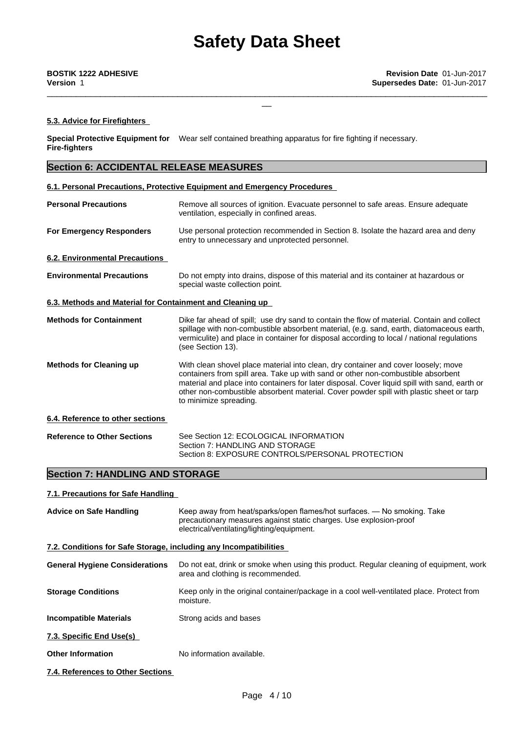### 5.3. Advice for Firefighters

**Special Protective Equipment for Fire-fighters** Wear self contained breathing apparatus for fire fighting if necessary.

## Section 6: ACCIDENTAL RELEASE MEASURES

### 6.1. Personal Precautions, Protective Equipment and Emergency Procedures

**Personal Precautions** Remove all sources of ignition. Evacuate personnel to safe areas. Ensure adequate ventilation, especially in confined areas.

**For Emergency Responders** Use personal protection recommended in Section 8. Isolate the hazard area and deny entry to unnecessary and unprotected personnel.

### 6.2. Environmental Precautions

**Environmental Precautions** Do not empty into drains, dispose of this material and its container at hazardous or special waste collection point.

### 6.3. Methods and Material for Containment and Cleaning up

**Methods for Containment** Dike far ahead of spill; use dry sand to contain the flow of material. Contain and collect spillage with non-combustible absorbent material, (e.g. sand, earth, diatomaceous earth, vermiculite) and place in container for disposal according to local / national regulations (see Section 13).

**Methods for Cleaning up** With clean shovel place material into clean, dry container and cover loosely; move containers from spill area. Take up with sand or other non-combustible absorbent material and place into containers for later disposal. Cover liquid spill with sand, earth or other non-combustible absorbent material. Cover powder spill with plastic sheet or tarp to minimize spreading.

### 6.4. Reference to other sections

**Reference to Other Sections** See Section 12: ECOLOGICAL INFORMATION
Section 7: HANDLING AND STORAGE
Section 8: EXPOSURE CONTROLS/PERSONAL PROTECTION

## Section 7: HANDLING AND STORAGE

### 7.1. Precautions for Safe Handling

**Advice on Safe Handling** Keep away from heat/sparks/open flames/hot surfaces. — No smoking. Take precautionary measures against static charges. Use explosion-proof electrical/ventilating/lighting/equipment.

### 7.2. Conditions for Safe Storage, including any Incompatibilities

**General Hygiene Considerations** Do not eat, drink or smoke when using this product. Regular cleaning of equipment, work area and clothing is recommended.

**Storage Conditions** Keep only in the original container/package in a cool well-ventilated place. Protect from moisture.

**Incompatible Materials** Strong acids and bases

### 7.3. Specific End Use(s)

**Other Information** No information available.

### 7.4. References to Other Sections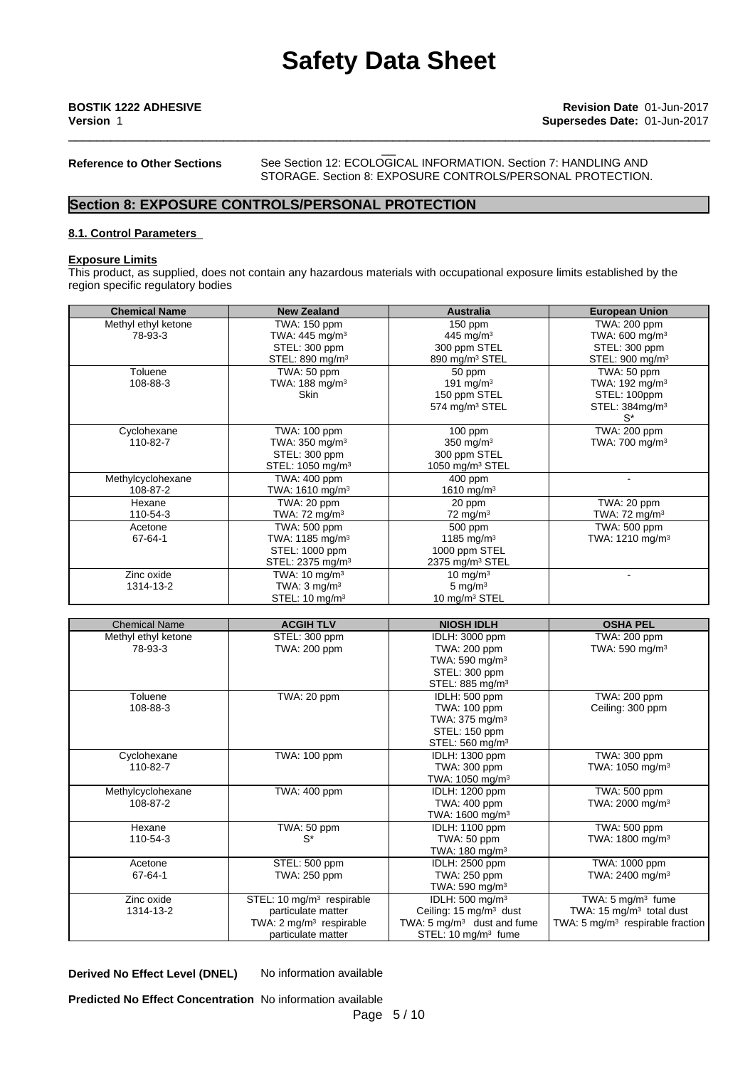**Reference to Other Sections** See Section 12: ECOLOGICAL INFORMATION. Section 7: HANDLING AND STORAGE. Section 8: EXPOSURE CONTROLS/PERSONAL PROTECTION.

## Section 8: EXPOSURE CONTROLS/PERSONAL PROTECTION

### 8.1. Control Parameters

**Exposure Limits**

This product, as supplied, does not contain any hazardous materials with occupational exposure limits established by the region specific regulatory bodies

| Chemical Name | New Zealand | Australia | European Union |
|---|---|---|---|
| Methyl ethyl ketone<br>78-93-3 | TWA: 150 ppm<br>TWA: 445 mg/m³<br>STEL: 300 ppm<br>STEL: 890 mg/m³ | 150 ppm<br>445 mg/m³<br>300 ppm STEL<br>890 mg/m³ STEL | TWA: 200 ppm<br>TWA: 600 mg/m³<br>STEL: 300 ppm<br>STEL: 900 mg/m³ |
| Toluene<br>108-88-3 | TWA: 50 ppm<br>TWA: 188 mg/m³<br>Skin | 50 ppm<br>191 mg/m³<br>150 ppm STEL<br>574 mg/m³ STEL | TWA: 50 ppm<br>TWA: 192 mg/m³<br>STEL: 100ppm<br>STEL: 384mg/m³<br>S* |
| Cyclohexane<br>110-82-7 | TWA: 100 ppm<br>TWA: 350 mg/m³<br>STEL: 300 ppm<br>STEL: 1050 mg/m³ | 100 ppm<br>350 mg/m³<br>300 ppm STEL<br>1050 mg/m³ STEL | TWA: 200 ppm<br>TWA: 700 mg/m³ |
| Methylcyclohexane<br>108-87-2 | TWA: 400 ppm<br>TWA: 1610 mg/m³ | 400 ppm<br>1610 mg/m³ | - |
| Hexane<br>110-54-3 | TWA: 20 ppm<br>TWA: 72 mg/m³ | 20 ppm<br>72 mg/m³ | TWA: 20 ppm<br>TWA: 72 mg/m³ |
| Acetone<br>67-64-1 | TWA: 500 ppm<br>TWA: 1185 mg/m³<br>STEL: 1000 ppm<br>STEL: 2375 mg/m³ | 500 ppm<br>1185 mg/m³<br>1000 ppm STEL<br>2375 mg/m³ STEL | TWA: 500 ppm<br>TWA: 1210 mg/m³ |
| Zinc oxide<br>1314-13-2 | TWA: 10 mg/m³<br>TWA: 3 mg/m³<br>STEL: 10 mg/m³ | 10 mg/m³<br>5 mg/m³<br>10 mg/m³ STEL | - |

| Chemical Name | ACGIH TLV | NIOSH IDLH | OSHA PEL |
|---|---|---|---|
| Methyl ethyl ketone<br>78-93-3 | STEL: 300 ppm<br>TWA: 200 ppm | IDLH: 3000 ppm<br>TWA: 200 ppm<br>TWA: 590 mg/m³<br>STEL: 300 ppm<br>STEL: 885 mg/m³ | TWA: 200 ppm<br>TWA: 590 mg/m³ |
| Toluene<br>108-88-3 | TWA: 20 ppm | IDLH: 500 ppm<br>TWA: 100 ppm<br>TWA: 375 mg/m³<br>STEL: 150 ppm<br>STEL: 560 mg/m³ | TWA: 200 ppm<br>Ceiling: 300 ppm |
| Cyclohexane<br>110-82-7 | TWA: 100 ppm | IDLH: 1300 ppm<br>TWA: 300 ppm<br>TWA: 1050 mg/m³ | TWA: 300 ppm<br>TWA: 1050 mg/m³ |
| Methylcyclohexane<br>108-87-2 | TWA: 400 ppm | IDLH: 1200 ppm<br>TWA: 400 ppm<br>TWA: 1600 mg/m³ | TWA: 500 ppm<br>TWA: 2000 mg/m³ |
| Hexane<br>110-54-3 | TWA: 50 ppm<br>S* | IDLH: 1100 ppm<br>TWA: 50 ppm<br>TWA: 180 mg/m³ | TWA: 500 ppm<br>TWA: 1800 mg/m³ |
| Acetone<br>67-64-1 | STEL: 500 ppm<br>TWA: 250 ppm | IDLH: 2500 ppm<br>TWA: 250 ppm<br>TWA: 590 mg/m³ | TWA: 1000 ppm<br>TWA: 2400 mg/m³ |
| Zinc oxide<br>1314-13-2 | STEL: 10 mg/m³ respirable particulate matter<br>TWA: 2 mg/m³ respirable particulate matter | IDLH: 500 mg/m³<br>Ceiling: 15 mg/m³ dust<br>TWA: 5 mg/m³ dust and fume<br>STEL: 10 mg/m³ fume | TWA: 5 mg/m³ fume<br>TWA: 15 mg/m³ total dust<br>TWA: 5 mg/m³ respirable fraction |

**Derived No Effect Level (DNEL)** No information available

**Predicted No Effect Concentration** No information available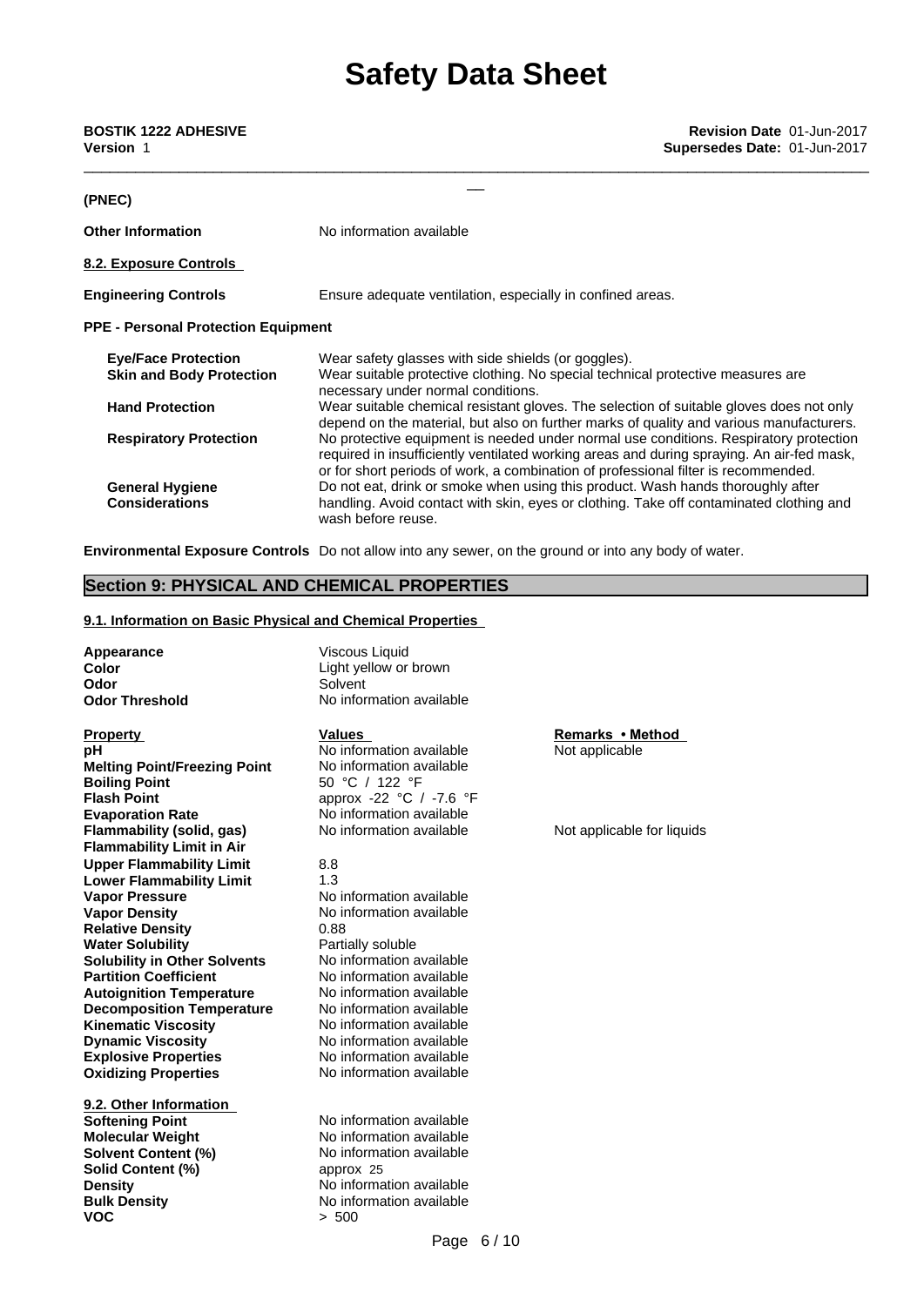**(PNEC)**

**Other Information** No information available

**8.2. Exposure Controls**

**Engineering Controls** Ensure adequate ventilation, especially in confined areas.

**PPE - Personal Protection Equipment**

| | |
|---|---|
| **Eye/Face Protection** | Wear safety glasses with side shields (or goggles). |
| **Skin and Body Protection** | Wear suitable protective clothing. No special technical protective measures are necessary under normal conditions. |
| **Hand Protection** | Wear suitable chemical resistant gloves. The selection of suitable gloves does not only depend on the material, but also on further marks of quality and various manufacturers. |
| **Respiratory Protection** | No protective equipment is needed under normal use conditions. Respiratory protection required in insufficiently ventilated working areas and during spraying. An air-fed mask, or for short periods of work, a combination of professional filter is recommended. |
| **General Hygiene Considerations** | Do not eat, drink or smoke when using this product. Wash hands thoroughly after handling. Avoid contact with skin, eyes or clothing. Take off contaminated clothing and wash before reuse. |

**Environmental Exposure Controls** Do not allow into any sewer, on the ground or into any body of water.

## Section 9: PHYSICAL AND CHEMICAL PROPERTIES

**9.1. Information on Basic Physical and Chemical Properties**

| | |
|---|---|
| **Appearance** | Viscous Liquid |
| **Color** | Light yellow or brown |
| **Odor** | Solvent |
| **Odor Threshold** | No information available |

| Property | Values | Remarks • Method |
|---|---|---|
| **pH** | No information available | Not applicable |
| **Melting Point/Freezing Point** | No information available | |
| **Boiling Point** | 50 °C / 122 °F | |
| **Flash Point** | approx -22 °C / -7.6 °F | |
| **Evaporation Rate** | No information available | |
| **Flammability (solid, gas)** | No information available | Not applicable for liquids |
| **Flammability Limit in Air** | | |
| **Upper Flammability Limit** | 8.8 | |
| **Lower Flammability Limit** | 1.3 | |
| **Vapor Pressure** | No information available | |
| **Vapor Density** | No information available | |
| **Relative Density** | 0.88 | |
| **Water Solubility** | Partially soluble | |
| **Solubility in Other Solvents** | No information available | |
| **Partition Coefficient** | No information available | |
| **Autoignition Temperature** | No information available | |
| **Decomposition Temperature** | No information available | |
| **Kinematic Viscosity** | No information available | |
| **Dynamic Viscosity** | No information available | |
| **Explosive Properties** | No information available | |
| **Oxidizing Properties** | No information available | |

**9.2. Other Information**

| | |
|---|---|
| **Softening Point** | No information available |
| **Molecular Weight** | No information available |
| **Solvent Content (%)** | No information available |
| **Solid Content (%)** | approx 25 |
| **Density** | No information available |
| **Bulk Density** | No information available |
| **VOC** | > 500 |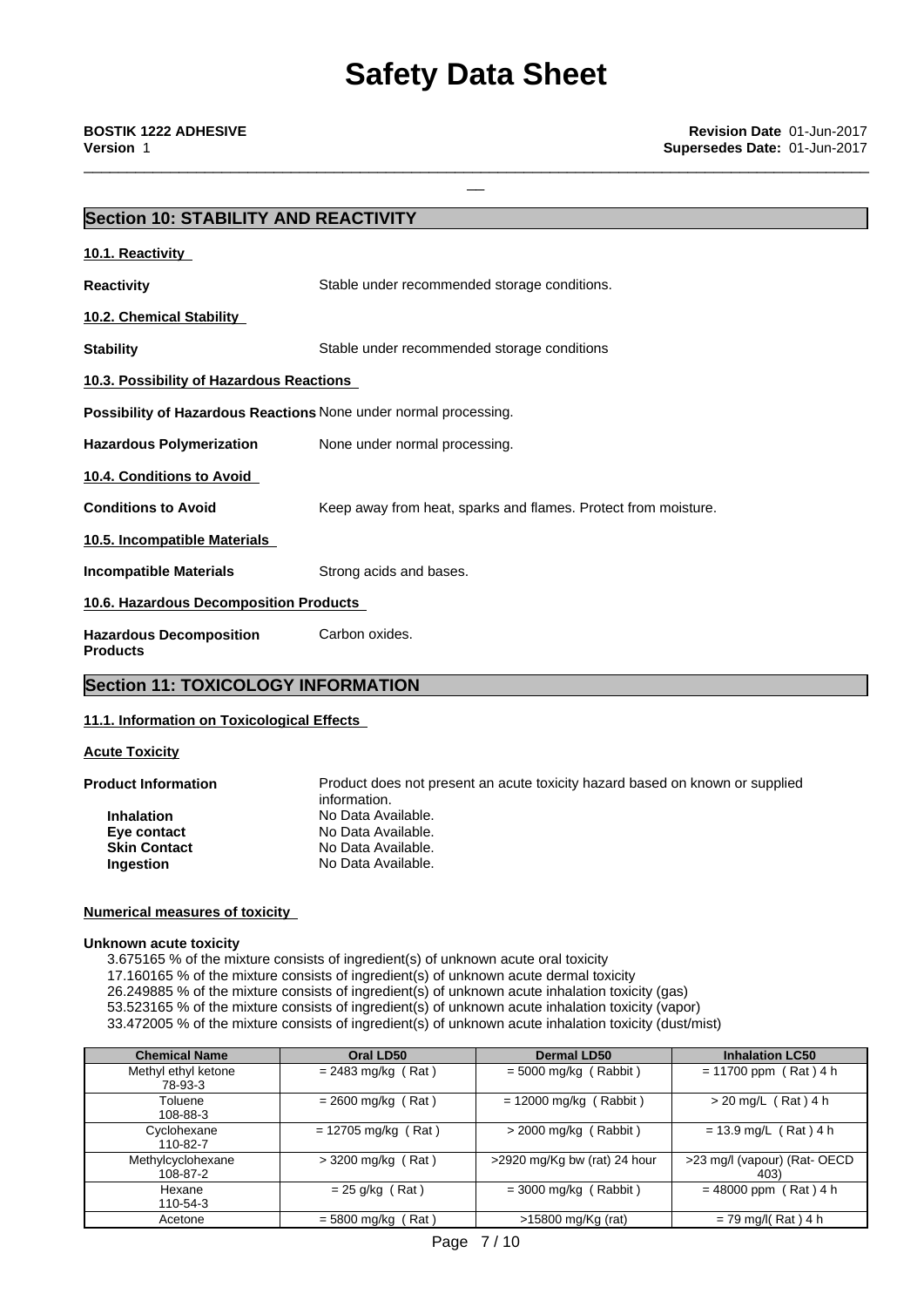# Safety Data Sheet

**BOSTIK 1222 ADHESIVE** **Revision Date** 01-Jun-2017
**Version** 1 **Supersedes Date:** 01-Jun-2017

## Section 10: STABILITY AND REACTIVITY

**10.1. Reactivity**

**Reactivity** Stable under recommended storage conditions.

**10.2. Chemical Stability**

**Stability** Stable under recommended storage conditions

**10.3. Possibility of Hazardous Reactions**

**Possibility of Hazardous Reactions** None under normal processing.

**Hazardous Polymerization** None under normal processing.

**10.4. Conditions to Avoid**

**Conditions to Avoid** Keep away from heat, sparks and flames. Protect from moisture.

**10.5. Incompatible Materials**

**Incompatible Materials** Strong acids and bases.

**10.6. Hazardous Decomposition Products**

**Hazardous Decomposition Products** Carbon oxides.

## Section 11: TOXICOLOGY INFORMATION

**11.1. Information on Toxicological Effects**

**Acute Toxicity**

**Product Information** Product does not present an acute toxicity hazard based on known or supplied information.

**Inhalation** No Data Available.
**Eye contact** No Data Available.
**Skin Contact** No Data Available.
**Ingestion** No Data Available.

**Numerical measures of toxicity**

**Unknown acute toxicity**

3.675165 % of the mixture consists of ingredient(s) of unknown acute oral toxicity
17.160165 % of the mixture consists of ingredient(s) of unknown acute dermal toxicity
26.249885 % of the mixture consists of ingredient(s) of unknown acute inhalation toxicity (gas)
53.523165 % of the mixture consists of ingredient(s) of unknown acute inhalation toxicity (vapor)
33.472005 % of the mixture consists of ingredient(s) of unknown acute inhalation toxicity (dust/mist)

| Chemical Name | Oral LD50 | Dermal LD50 | Inhalation LC50 |
|---|---|---|---|
| Methyl ethyl ketone 78-93-3 | = 2483 mg/kg ( Rat ) | = 5000 mg/kg ( Rabbit ) | = 11700 ppm ( Rat ) 4 h |
| Toluene 108-88-3 | = 2600 mg/kg ( Rat ) | = 12000 mg/kg ( Rabbit ) | > 20 mg/L ( Rat ) 4 h |
| Cyclohexane 110-82-7 | = 12705 mg/kg ( Rat ) | > 2000 mg/kg ( Rabbit ) | = 13.9 mg/L ( Rat ) 4 h |
| Methylcyclohexane 108-87-2 | > 3200 mg/kg ( Rat ) | >2920 mg/Kg bw (rat) 24 hour | >23 mg/l (vapour) (Rat- OECD 403) |
| Hexane 110-54-3 | = 25 g/kg ( Rat ) | = 3000 mg/kg ( Rabbit ) | = 48000 ppm ( Rat ) 4 h |
| Acetone | = 5800 mg/kg ( Rat ) | >15800 mg/Kg (rat) | = 79 mg/l( Rat ) 4 h |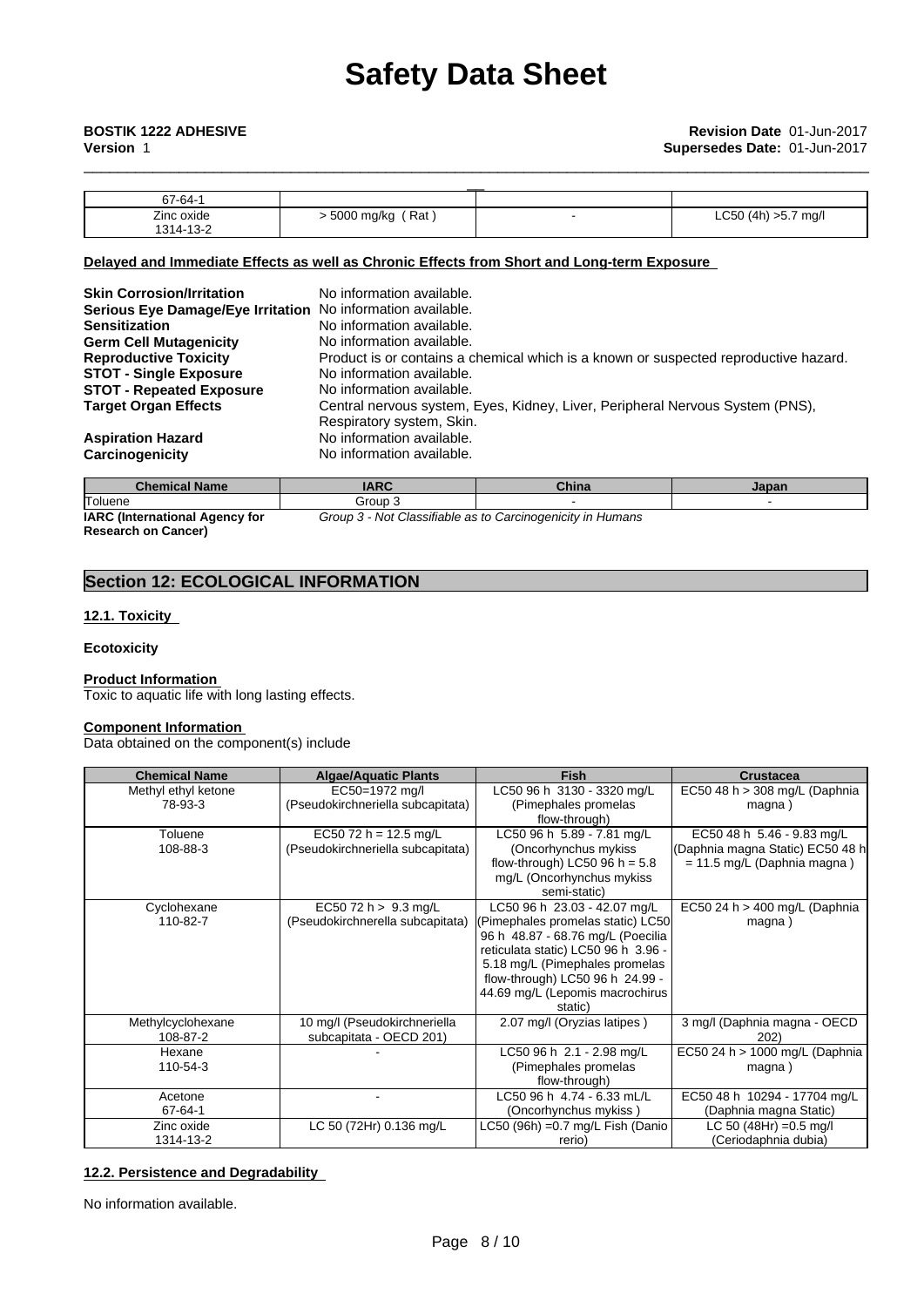| | | | |
|---|---|---|---|
| 67-64-1 | | | |
| Zinc oxide 1314-13-2 | > 5000 mg/kg ( Rat ) | - | LC50 (4h) >5.7 mg/l |

**Delayed and Immediate Effects as well as Chronic Effects from Short and Long-term Exposure**

**Skin Corrosion/Irritation** No information available.
**Serious Eye Damage/Eye Irritation** No information available.
**Sensitization** No information available.
**Germ Cell Mutagenicity** No information available.
**Reproductive Toxicity** Product is or contains a chemical which is a known or suspected reproductive hazard.
**STOT - Single Exposure** No information available.
**STOT - Repeated Exposure** No information available.
**Target Organ Effects** Central nervous system, Eyes, Kidney, Liver, Peripheral Nervous System (PNS), Respiratory system, Skin.
**Aspiration Hazard** No information available.
**Carcinogenicity** No information available.

| Chemical Name | IARC | China | Japan |
|---|---|---|---|
| Toluene | Group 3 | - | - |

**IARC (International Agency for Research on Cancer)** *Group 3 - Not Classifiable as to Carcinogenicity in Humans*

## Section 12: ECOLOGICAL INFORMATION

### 12.1. Toxicity

**Ecotoxicity**

**Product Information**
Toxic to aquatic life with long lasting effects.

**Component Information**
Data obtained on the component(s) include

| Chemical Name | Algae/Aquatic Plants | Fish | Crustacea |
|---|---|---|---|
| Methyl ethyl ketone 78-93-3 | EC50=1972 mg/l (Pseudokirchneriella subcapitata) | LC50 96 h 3130 - 3320 mg/L (Pimephales promelas flow-through) | EC50 48 h > 308 mg/L (Daphnia magna ) |
| Toluene 108-88-3 | EC50 72 h = 12.5 mg/L (Pseudokirchneriella subcapitata) | LC50 96 h 5.89 - 7.81 mg/L (Oncorhynchus mykiss flow-through) LC50 96 h = 5.8 mg/L (Oncorhynchus mykiss semi-static) | EC50 48 h 5.46 - 9.83 mg/L (Daphnia magna Static) EC50 48 h = 11.5 mg/L (Daphnia magna ) |
| Cyclohexane 110-82-7 | EC50 72 h > 9.3 mg/L (Pseudokirchnerella subcapitata) | LC50 96 h 23.03 - 42.07 mg/L (Pimephales promelas static) LC50 96 h 48.87 - 68.76 mg/L (Poecilia reticulata static) LC50 96 h 3.96 - 5.18 mg/L (Pimephales promelas flow-through) LC50 96 h 24.99 - 44.69 mg/L (Lepomis macrochirus static) | EC50 24 h > 400 mg/L (Daphnia magna ) |
| Methylcyclohexane 108-87-2 | 10 mg/l (Pseudokirchneriella subcapitata - OECD 201) | 2.07 mg/l (Oryzias latipes ) | 3 mg/l (Daphnia magna - OECD 202) |
| Hexane 110-54-3 | - | LC50 96 h 2.1 - 2.98 mg/L (Pimephales promelas flow-through) | EC50 24 h > 1000 mg/L (Daphnia magna ) |
| Acetone 67-64-1 | - | LC50 96 h 4.74 - 6.33 mL/L (Oncorhynchus mykiss ) | EC50 48 h 10294 - 17704 mg/L (Daphnia magna Static) |
| Zinc oxide 1314-13-2 | LC 50 (72Hr) 0.136 mg/L | LC50 (96h) =0.7 mg/L Fish (Danio rerio) | LC 50 (48Hr) =0.5 mg/l (Ceriodaphnia dubia) |

### 12.2. Persistence and Degradability

No information available.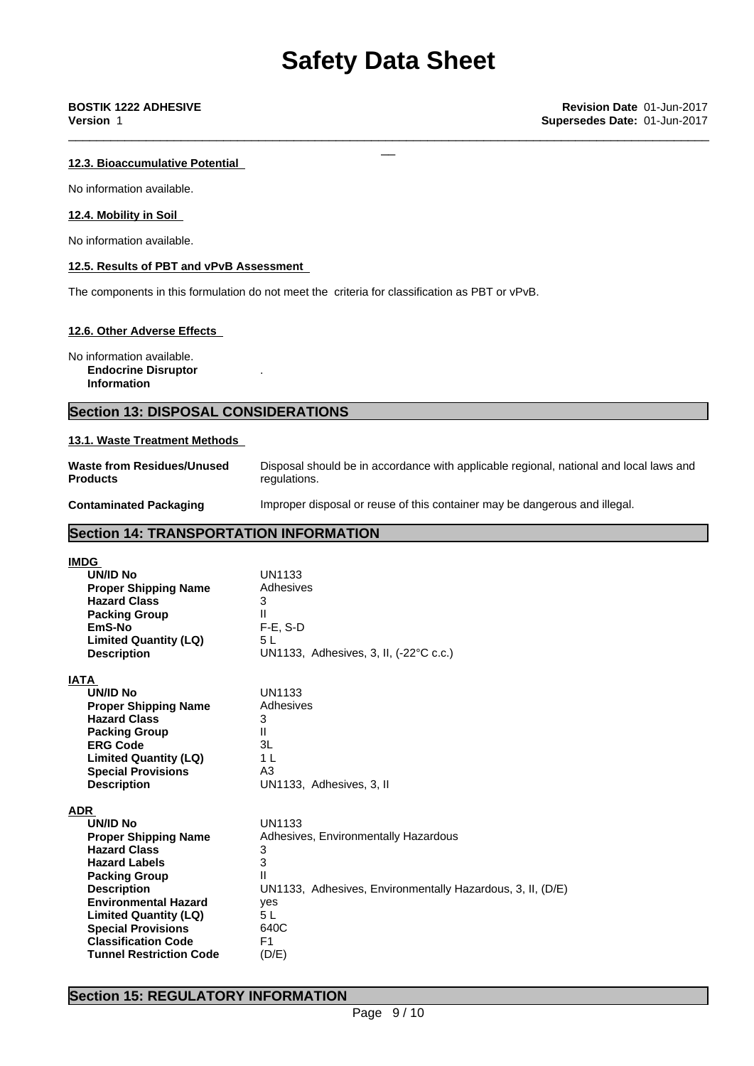#### 12.3. Bioaccumulative Potential

No information available.

#### 12.4. Mobility in Soil

No information available.

#### 12.5. Results of PBT and vPvB Assessment

The components in this formulation do not meet the criteria for classification as PBT or vPvB.

#### 12.6. Other Adverse Effects

No information available.

**Endocrine Disruptor Information** .

## Section 13: DISPOSAL CONSIDERATIONS

#### 13.1. Waste Treatment Methods

| | |
|---|---|
| **Waste from Residues/Unused Products** | Disposal should be in accordance with applicable regional, national and local laws and regulations. |
| **Contaminated Packaging** | Improper disposal or reuse of this container may be dangerous and illegal. |

## Section 14: TRANSPORTATION INFORMATION

**IMDG**

| | |
|---|---|
| **UN/ID No** | UN1133 |
| **Proper Shipping Name** | Adhesives |
| **Hazard Class** | 3 |
| **Packing Group** | II |
| **EmS-No** | F-E, S-D |
| **Limited Quantity (LQ)** | 5 L |
| **Description** | UN1133, Adhesives, 3, II, (-22°C c.c.) |

**IATA**

| | |
|---|---|
| **UN/ID No** | UN1133 |
| **Proper Shipping Name** | Adhesives |
| **Hazard Class** | 3 |
| **Packing Group** | II |
| **ERG Code** | 3L |
| **Limited Quantity (LQ)** | 1 L |
| **Special Provisions** | A3 |
| **Description** | UN1133, Adhesives, 3, II |

**ADR**

| | |
|---|---|
| **UN/ID No** | UN1133 |
| **Proper Shipping Name** | Adhesives, Environmentally Hazardous |
| **Hazard Class** | 3 |
| **Hazard Labels** | 3 |
| **Packing Group** | II |
| **Description** | UN1133, Adhesives, Environmentally Hazardous, 3, II, (D/E) |
| **Environmental Hazard** | yes |
| **Limited Quantity (LQ)** | 5 L |
| **Special Provisions** | 640C |
| **Classification Code** | F1 |
| **Tunnel Restriction Code** | (D/E) |

## Section 15: REGULATORY INFORMATION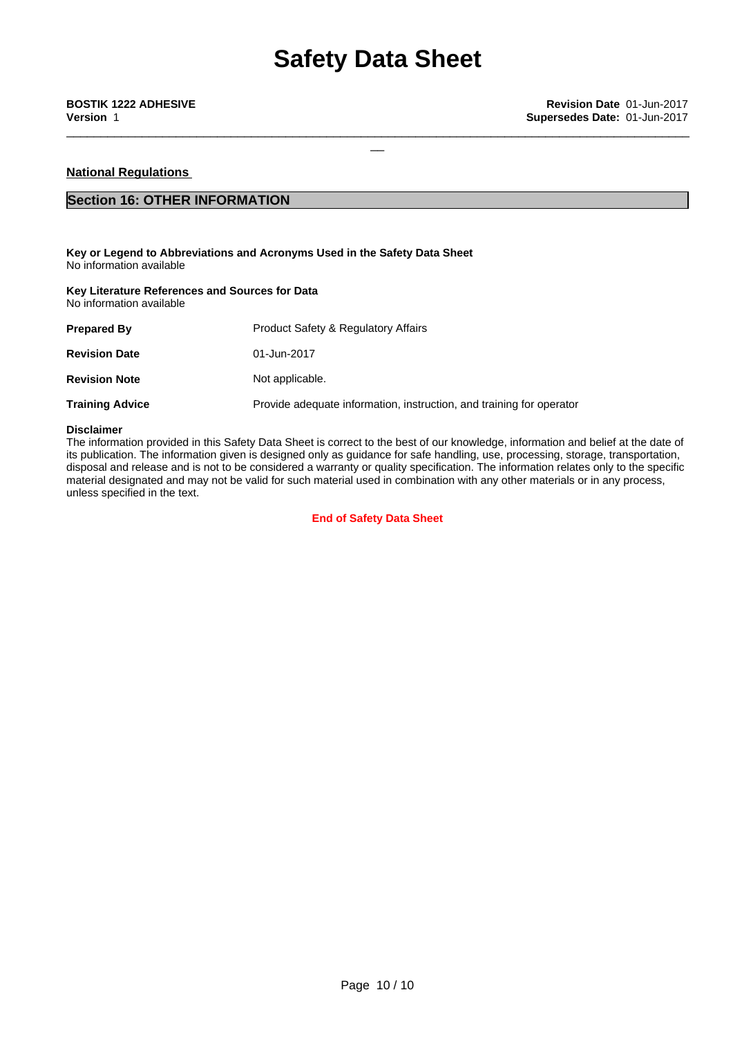**National Regulations**

## Section 16: OTHER INFORMATION

**Key or Legend to Abbreviations and Acronyms Used in the Safety Data Sheet**
No information available

**Key Literature References and Sources for Data**
No information available

| | |
|---|---|
| **Prepared By** | Product Safety & Regulatory Affairs |
| **Revision Date** | 01-Jun-2017 |
| **Revision Note** | Not applicable. |
| **Training Advice** | Provide adequate information, instruction, and training for operator |

**Disclaimer**
The information provided in this Safety Data Sheet is correct to the best of our knowledge, information and belief at the date of its publication. The information given is designed only as guidance for safe handling, use, processing, storage, transportation, disposal and release and is not to be considered a warranty or quality specification. The information relates only to the specific material designated and may not be valid for such material used in combination with any other materials or in any process, unless specified in the text.

**End of Safety Data Sheet**